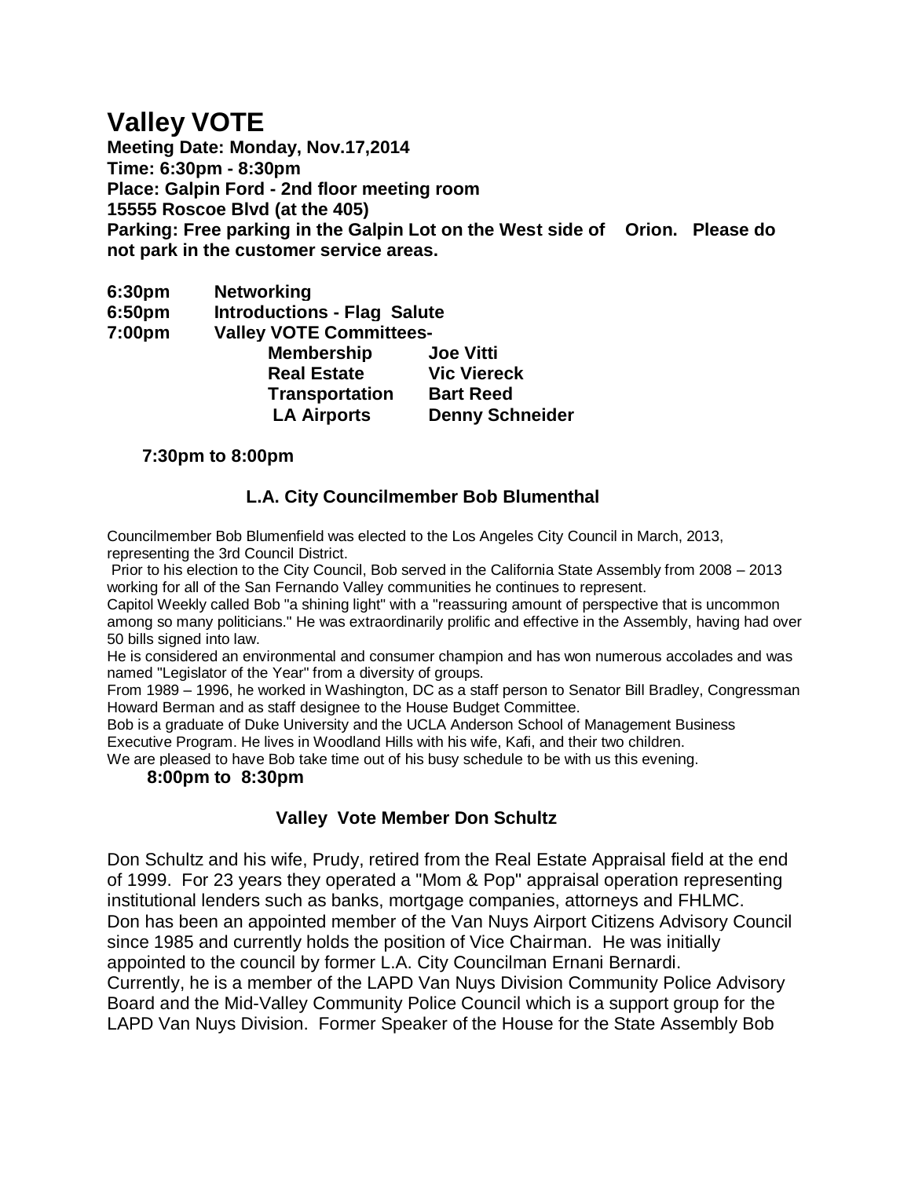# Valley VOTE

**Meeting Date: Monday, Nov.17,2014**
**Time: 6:30pm - 8:30pm**
**Place: Galpin Ford - 2nd floor meeting room**
**15555 Roscoe Blvd (at the 405)**
**Parking: Free parking in the Galpin Lot on the West side of Orion. Please do not park in the customer service areas.**

| | | |
|---|---|---|
| **6:30pm** | **Networking** | |
| **6:50pm** | **Introductions - Flag Salute** | |
| **7:00pm** | **Valley VOTE Committees-** | |
| | **Membership** | **Joe Vitti** |
| | **Real Estate** | **Vic Viereck** |
| | **Transportation** | **Bart Reed** |
| | **LA Airports** | **Denny Schneider** |

**7:30pm to 8:00pm**

**L.A. City Councilmember Bob Blumenthal**

Councilmember Bob Blumenfield was elected to the Los Angeles City Council in March, 2013, representing the 3rd Council District.

Prior to his election to the City Council, Bob served in the California State Assembly from 2008 – 2013 working for all of the San Fernando Valley communities he continues to represent.

Capitol Weekly called Bob "a shining light" with a "reassuring amount of perspective that is uncommon among so many politicians." He was extraordinarily prolific and effective in the Assembly, having had over 50 bills signed into law.

He is considered an environmental and consumer champion and has won numerous accolades and was named "Legislator of the Year" from a diversity of groups.

From 1989 – 1996, he worked in Washington, DC as a staff person to Senator Bill Bradley, Congressman Howard Berman and as staff designee to the House Budget Committee.

Bob is a graduate of Duke University and the UCLA Anderson School of Management Business Executive Program. He lives in Woodland Hills with his wife, Kafi, and their two children.

We are pleased to have Bob take time out of his busy schedule to be with us this evening.

**8:00pm to 8:30pm**

**Valley Vote Member Don Schultz**

Don Schultz and his wife, Prudy, retired from the Real Estate Appraisal field at the end of 1999. For 23 years they operated a "Mom & Pop" appraisal operation representing institutional lenders such as banks, mortgage companies, attorneys and FHLMC.
Don has been an appointed member of the Van Nuys Airport Citizens Advisory Council since 1985 and currently holds the position of Vice Chairman. He was initially appointed to the council by former L.A. City Councilman Ernani Bernardi.
Currently, he is a member of the LAPD Van Nuys Division Community Police Advisory Board and the Mid-Valley Community Police Council which is a support group for the LAPD Van Nuys Division. Former Speaker of the House for the State Assembly Bob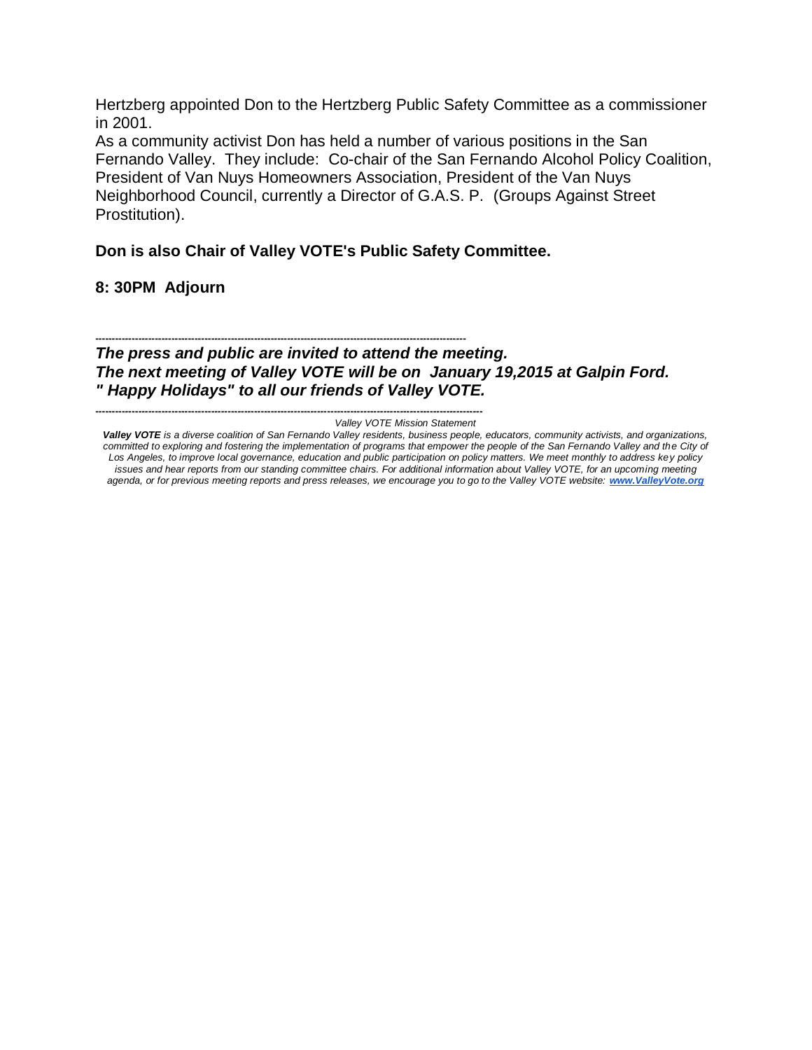Hertzberg appointed Don to the Hertzberg Public Safety Committee as a commissioner in 2001.

As a community activist Don has held a number of various positions in the San Fernando Valley. They include: Co-chair of the San Fernando Alcohol Policy Coalition, President of Van Nuys Homeowners Association, President of the Van Nuys Neighborhood Council, currently a Director of G.A.S. P. (Groups Against Street Prostitution).

**Don is also Chair of Valley VOTE's Public Safety Committee.**

**8: 30PM Adjourn**

---

***The press and public are invited to attend the meeting.***
***The next meeting of Valley VOTE will be on January 19,2015 at Galpin Ford.***
***" Happy Holidays" to all our friends of Valley VOTE.***

---

*Valley VOTE Mission Statement*

***Valley VOTE** is a diverse coalition of San Fernando Valley residents, business people, educators, community activists, and organizations, committed to exploring and fostering the implementation of programs that empower the people of the San Fernando Valley and the City of Los Angeles, to improve local governance, education and public participation on policy matters. We meet monthly to address key policy issues and hear reports from our standing committee chairs. For additional information about Valley VOTE, for an upcoming meeting agenda, or for previous meeting reports and press releases, we encourage you to go to the Valley VOTE website: **www.ValleyVote.org***